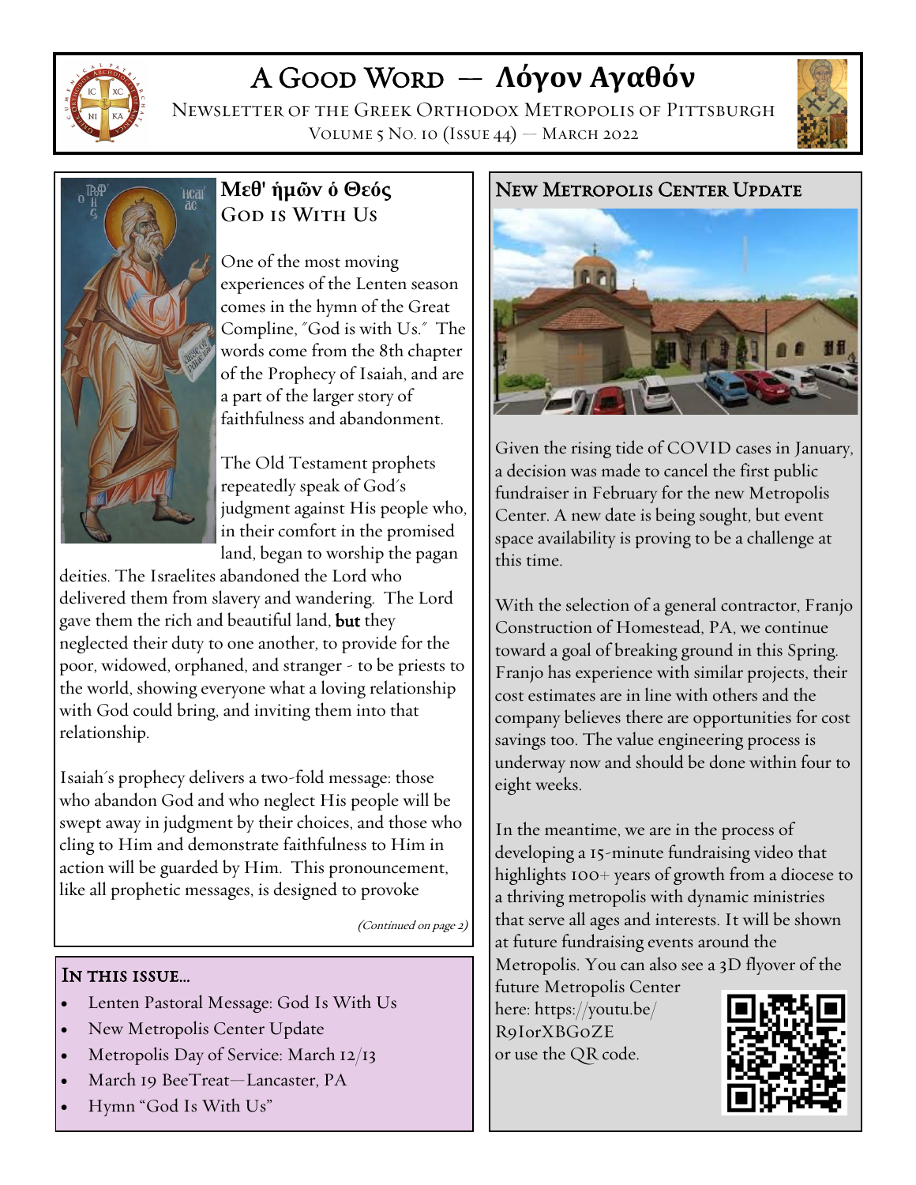# A Good Word — Λόγον Αγαθόν

Newsletter of the Greek Orthodox Metropolis of Pittsburgh

Volume 5 No. 10 (Issue 44) — March 2022

## Μεθ' ἡμῶν ὁ Θεός
## God is With Us

One of the most moving experiences of the Lenten season comes in the hymn of the Great Compline, "God is with Us." The words come from the 8th chapter of the Prophecy of Isaiah, and are a part of the larger story of faithfulness and abandonment.

The Old Testament prophets repeatedly speak of God's judgment against His people who, in their comfort in the promised land, began to worship the pagan deities. The Israelites abandoned the Lord who delivered them from slavery and wandering. The Lord gave them the rich and beautiful land, **but** they neglected their duty to one another, to provide for the poor, widowed, orphaned, and stranger - to be priests to the world, showing everyone what a loving relationship with God could bring, and inviting them into that relationship.

Isaiah's prophecy delivers a two-fold message: those who abandon God and who neglect His people will be swept away in judgment by their choices, and those who cling to Him and demonstrate faithfulness to Him in action will be guarded by Him. This pronouncement, like all prophetic messages, is designed to provoke

*(Continued on page 2)*

## In this issue...

- Lenten Pastoral Message: God Is With Us
- New Metropolis Center Update
- Metropolis Day of Service: March 12/13
- March 19 BeeTreat—Lancaster, PA
- Hymn "God Is With Us"

## New Metropolis Center Update

Given the rising tide of COVID cases in January, a decision was made to cancel the first public fundraiser in February for the new Metropolis Center. A new date is being sought, but event space availability is proving to be a challenge at this time.

With the selection of a general contractor, Franjo Construction of Homestead, PA, we continue toward a goal of breaking ground in this Spring. Franjo has experience with similar projects, their cost estimates are in line with others and the company believes there are opportunities for cost savings too. The value engineering process is underway now and should be done within four to eight weeks.

In the meantime, we are in the process of developing a 15-minute fundraising video that highlights 100+ years of growth from a diocese to a thriving metropolis with dynamic ministries that serve all ages and interests. It will be shown at future fundraising events around the Metropolis. You can also see a 3D flyover of the future Metropolis Center here: https://youtu.be/R9IorXBGoZE or use the QR code.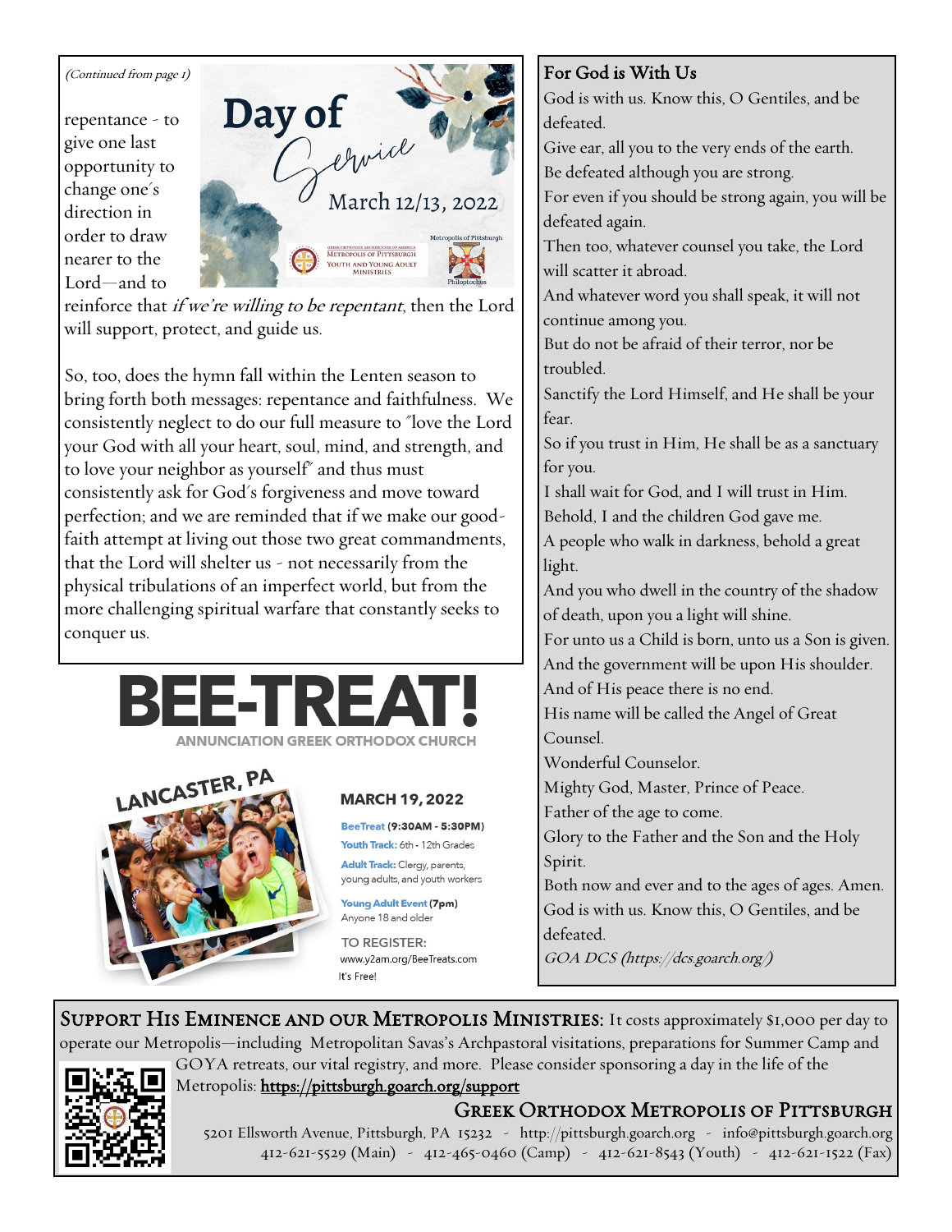*(Continued from page 1)*

Day of Service

March 12/13, 2022

Greek Orthodox Archdiocese of America Metropolis of Pittsburgh Youth and Young Adult Ministries

Metropolis of Pittsburgh Philoptochos

repentance - to give one last opportunity to change one's direction in order to draw nearer to the Lord—and to reinforce that *if we're willing to be repentant*, then the Lord will support, protect, and guide us.

So, too, does the hymn fall within the Lenten season to bring forth both messages: repentance and faithfulness. We consistently neglect to do our full measure to "love the Lord your God with all your heart, soul, mind, and strength, and to love your neighbor as yourself" and thus must consistently ask for God's forgiveness and move toward perfection; and we are reminded that if we make our good-faith attempt at living out those two great commandments, that the Lord will shelter us - not necessarily from the physical tribulations of an imperfect world, but from the more challenging spiritual warfare that constantly seeks to conquer us.

# BEE-TREAT!

ANNUNCIATION GREEK ORTHODOX CHURCH

LANCASTER, PA

**MARCH 19, 2022**

**BeeTreat (9:30AM - 5:30PM)**

**Youth Track:** 6th - 12th Grades

**Adult Track:** Clergy, parents, young adults, and youth workers

**Young Adult Event (7pm)**
Anyone 18 and older

TO REGISTER:
www.y2am.org/BeeTreats.com
It's Free!

## For God is With Us

God is with us. Know this, O Gentiles, and be defeated.
Give ear, all you to the very ends of the earth.
Be defeated although you are strong.
For even if you should be strong again, you will be defeated again.
Then too, whatever counsel you take, the Lord will scatter it abroad.
And whatever word you shall speak, it will not continue among you.
But do not be afraid of their terror, nor be troubled.
Sanctify the Lord Himself, and He shall be your fear.
So if you trust in Him, He shall be as a sanctuary for you.
I shall wait for God, and I will trust in Him.
Behold, I and the children God gave me.
A people who walk in darkness, behold a great light.
And you who dwell in the country of the shadow of death, upon you a light will shine.
For unto us a Child is born, unto us a Son is given.
And the government will be upon His shoulder.
And of His peace there is no end.
His name will be called the Angel of Great Counsel.
Wonderful Counselor.
Mighty God, Master, Prince of Peace.
Father of the age to come.
Glory to the Father and the Son and the Holy Spirit.
Both now and ever and to the ages of ages. Amen.
God is with us. Know this, O Gentiles, and be defeated.
*GOA DCS (https://dcs.goarch.org/)*

**SUPPORT HIS EMINENCE AND OUR METROPOLIS MINISTRIES:** It costs approximately $1,000 per day to operate our Metropolis—including Metropolitan Savas's Archpastoral visitations, preparations for Summer Camp and GOYA retreats, our vital registry, and more. Please consider sponsoring a day in the life of the Metropolis: https://pittsburgh.goarch.org/support

## GREEK ORTHODOX METROPOLIS OF PITTSBURGH

5201 Ellsworth Avenue, Pittsburgh, PA 15232 - http://pittsburgh.goarch.org - info@pittsburgh.goarch.org
412-621-5529 (Main) - 412-465-0460 (Camp) - 412-621-8543 (Youth) - 412-621-1522 (Fax)